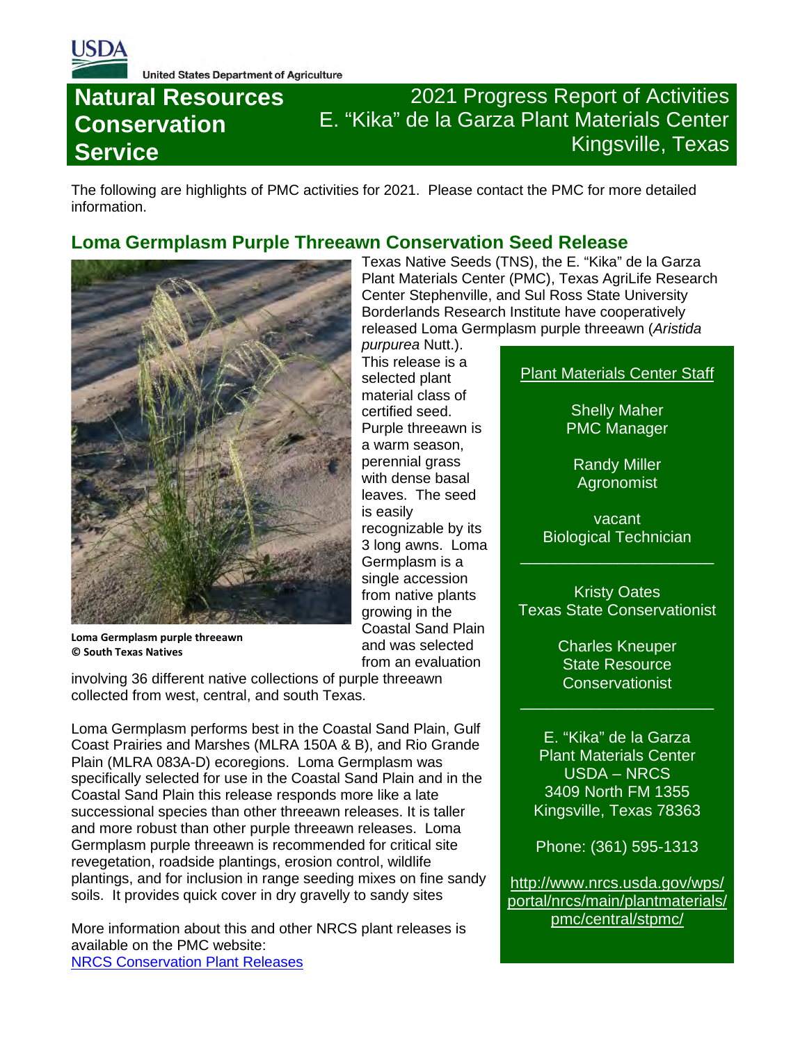USDA

United States Department of Agriculture

# Natural Resources Conservation Service

## 2021 Progress Report of Activities
## E. "Kika" de la Garza Plant Materials Center
## Kingsville, Texas

The following are highlights of PMC activities for 2021. Please contact the PMC for more detailed information.

## Loma Germplasm Purple Threeawn Conservation Seed Release

Loma Germplasm purple threeawn
© South Texas Natives

Texas Native Seeds (TNS), the E. "Kika" de la Garza Plant Materials Center (PMC), Texas AgriLife Research Center Stephenville, and Sul Ross State University Borderlands Research Institute have cooperatively released Loma Germplasm purple threeawn (*Aristida purpurea* Nutt.). This release is a selected plant material class of certified seed. Purple threeawn is a warm season, perennial grass with dense basal leaves. The seed is easily recognizable by its 3 long awns. Loma Germplasm is a single accession from native plants growing in the Coastal Sand Plain and was selected from an evaluation involving 36 different native collections of purple threeawn collected from west, central, and south Texas.

Loma Germplasm performs best in the Coastal Sand Plain, Gulf Coast Prairies and Marshes (MLRA 150A & B), and Rio Grande Plain (MLRA 083A-D) ecoregions. Loma Germplasm was specifically selected for use in the Coastal Sand Plain and in the Coastal Sand Plain this release responds more like a late successional species than other threeawn releases. It is taller and more robust than other purple threeawn releases. Loma Germplasm purple threeawn is recommended for critical site revegetation, roadside plantings, erosion control, wildlife plantings, and for inclusion in range seeding mixes on fine sandy soils. It provides quick cover in dry gravelly to sandy sites

More information about this and other NRCS plant releases is available on the PMC website:
[NRCS Conservation Plant Releases]

---

Plant Materials Center Staff

Shelly Maher
PMC Manager

Randy Miller
Agronomist

vacant
Biological Technician

---

Kristy Oates
Texas State Conservationist

Charles Kneuper
State Resource Conservationist

---

E. "Kika" de la Garza
Plant Materials Center
USDA – NRCS
3409 North FM 1355
Kingsville, Texas 78363

Phone: (361) 595-1313

http://www.nrcs.usda.gov/wps/portal/nrcs/main/plantmaterials/pmc/central/stpmc/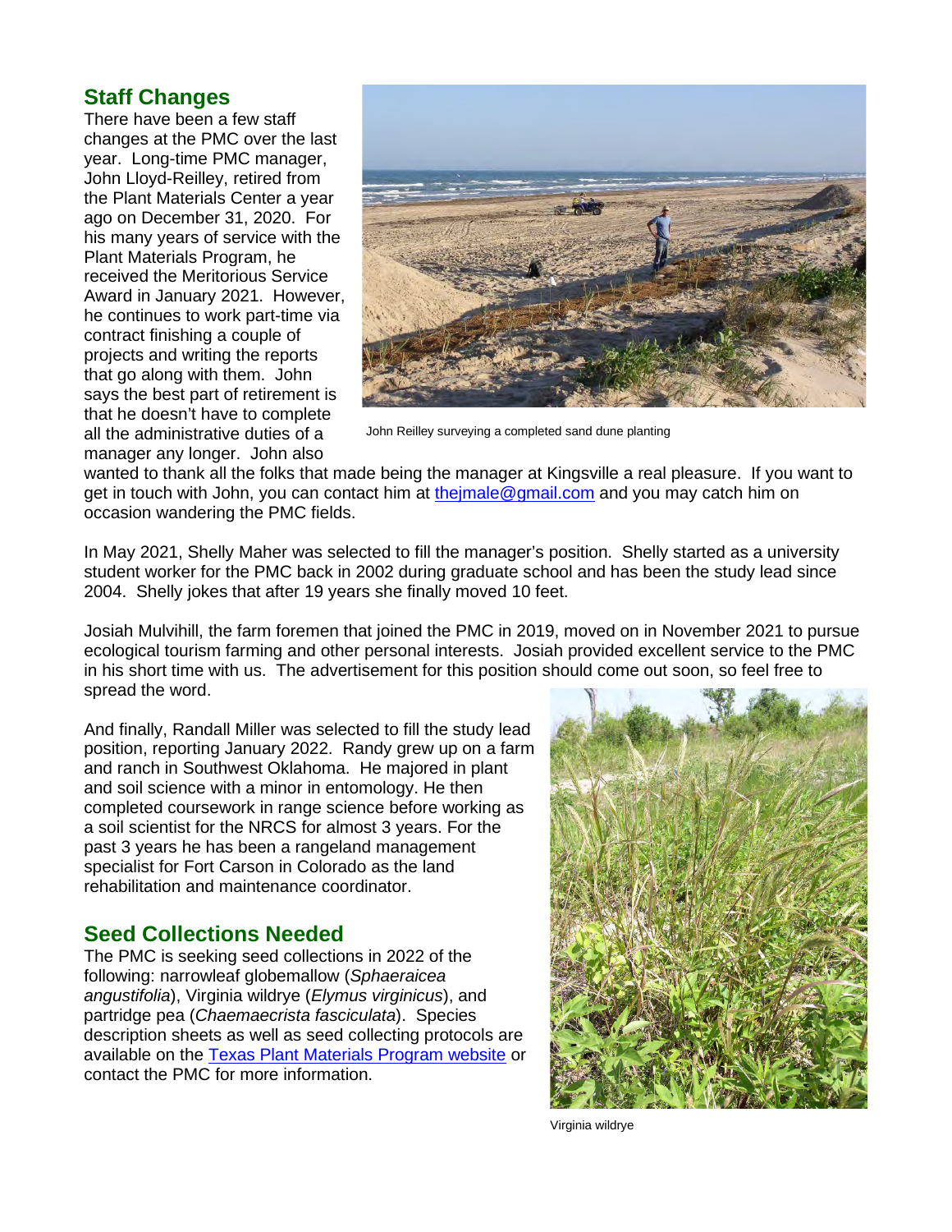## Staff Changes

There have been a few staff changes at the PMC over the last year. Long-time PMC manager, John Lloyd-Reilley, retired from the Plant Materials Center a year ago on December 31, 2020. For his many years of service with the Plant Materials Program, he received the Meritorious Service Award in January 2021. However, he continues to work part-time via contract finishing a couple of projects and writing the reports that go along with them. John says the best part of retirement is that he doesn't have to complete all the administrative duties of a manager any longer. John also wanted to thank all the folks that made being the manager at Kingsville a real pleasure. If you want to get in touch with John, you can contact him at [thejmale@gmail.com](mailto:thejmale@gmail.com) and you may catch him on occasion wandering the PMC fields.

John Reilley surveying a completed sand dune planting

In May 2021, Shelly Maher was selected to fill the manager's position. Shelly started as a university student worker for the PMC back in 2002 during graduate school and has been the study lead since 2004. Shelly jokes that after 19 years she finally moved 10 feet.

Josiah Mulvihill, the farm foremen that joined the PMC in 2019, moved on in November 2021 to pursue ecological tourism farming and other personal interests. Josiah provided excellent service to the PMC in his short time with us. The advertisement for this position should come out soon, so feel free to spread the word.

And finally, Randall Miller was selected to fill the study lead position, reporting January 2022. Randy grew up on a farm and ranch in Southwest Oklahoma. He majored in plant and soil science with a minor in entomology. He then completed coursework in range science before working as a soil scientist for the NRCS for almost 3 years. For the past 3 years he has been a rangeland management specialist for Fort Carson in Colorado as the land rehabilitation and maintenance coordinator.

## Seed Collections Needed

The PMC is seeking seed collections in 2022 of the following: narrowleaf globemallow (*Sphaeraicea angustifolia*), Virginia wildrye (*Elymus virginicus*), and partridge pea (*Chaemaecrista fasciculata*). Species description sheets as well as seed collecting protocols are available on the Texas Plant Materials Program website or contact the PMC for more information.

Virginia wildrye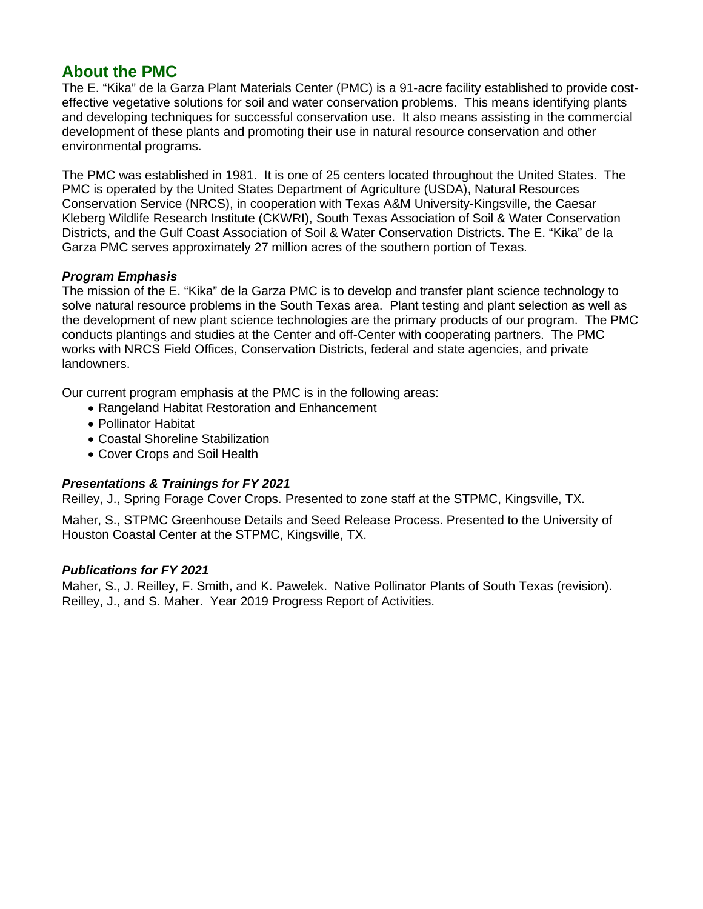## About the PMC

The E. "Kika" de la Garza Plant Materials Center (PMC) is a 91-acre facility established to provide cost-effective vegetative solutions for soil and water conservation problems. This means identifying plants and developing techniques for successful conservation use. It also means assisting in the commercial development of these plants and promoting their use in natural resource conservation and other environmental programs.

The PMC was established in 1981. It is one of 25 centers located throughout the United States. The PMC is operated by the United States Department of Agriculture (USDA), Natural Resources Conservation Service (NRCS), in cooperation with Texas A&M University-Kingsville, the Caesar Kleberg Wildlife Research Institute (CKWRI), South Texas Association of Soil & Water Conservation Districts, and the Gulf Coast Association of Soil & Water Conservation Districts. The E. "Kika" de la Garza PMC serves approximately 27 million acres of the southern portion of Texas.

### *Program Emphasis*

The mission of the E. "Kika" de la Garza PMC is to develop and transfer plant science technology to solve natural resource problems in the South Texas area. Plant testing and plant selection as well as the development of new plant science technologies are the primary products of our program. The PMC conducts plantings and studies at the Center and off-Center with cooperating partners. The PMC works with NRCS Field Offices, Conservation Districts, federal and state agencies, and private landowners.

Our current program emphasis at the PMC is in the following areas:

- Rangeland Habitat Restoration and Enhancement
- Pollinator Habitat
- Coastal Shoreline Stabilization
- Cover Crops and Soil Health

### *Presentations & Trainings for FY 2021*

Reilley, J., Spring Forage Cover Crops. Presented to zone staff at the STPMC, Kingsville, TX.

Maher, S., STPMC Greenhouse Details and Seed Release Process. Presented to the University of Houston Coastal Center at the STPMC, Kingsville, TX.

### *Publications for FY 2021*

Maher, S., J. Reilley, F. Smith, and K. Pawelek. Native Pollinator Plants of South Texas (revision).
Reilley, J., and S. Maher. Year 2019 Progress Report of Activities.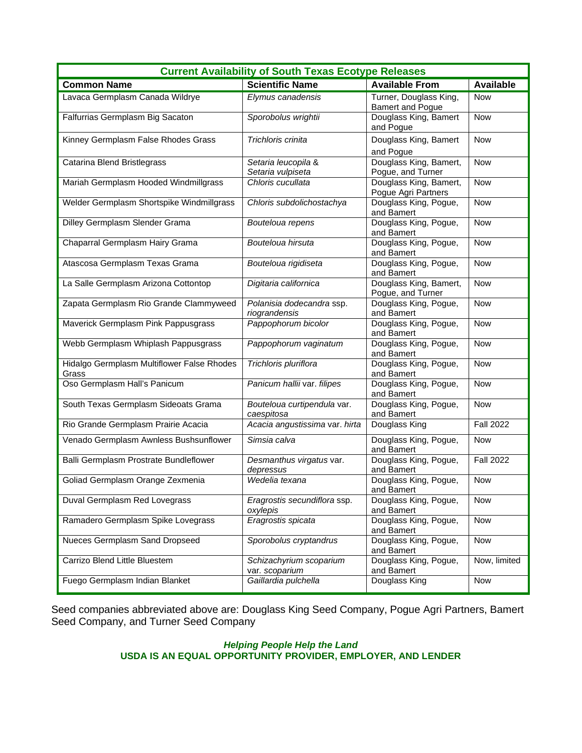| Current Availability of South Texas Ecotype Releases | | | |
|---|---|---|---|
| **Common Name** | **Scientific Name** | **Available From** | **Available** |
| Lavaca Germplasm Canada Wildrye | *Elymus canadensis* | Turner, Douglass King, Bamert and Pogue | Now |
| Falfurrias Germplasm Big Sacaton | *Sporobolus wrightii* | Douglass King, Bamert and Pogue | Now |
| Kinney Germplasm False Rhodes Grass | *Trichloris crinita* | Douglass King, Bamert and Pogue | Now |
| Catarina Blend Bristlegrass | *Setaria leucopila* & *Setaria vulpiseta* | Douglass King, Bamert, Pogue, and Turner | Now |
| Mariah Germplasm Hooded Windmillgrass | *Chloris cucullata* | Douglass King, Bamert, Pogue Agri Partners | Now |
| Welder Germplasm Shortspike Windmillgrass | *Chloris subdolichostachya* | Douglass King, Pogue, and Bamert | Now |
| Dilley Germplasm Slender Grama | *Bouteloua repens* | Douglass King, Pogue, and Bamert | Now |
| Chaparral Germplasm Hairy Grama | *Bouteloua hirsuta* | Douglass King, Pogue, and Bamert | Now |
| Atascosa Germplasm Texas Grama | *Bouteloua rigidiseta* | Douglass King, Pogue, and Bamert | Now |
| La Salle Germplasm Arizona Cottontop | *Digitaria californica* | Douglass King, Bamert, Pogue, and Turner | Now |
| Zapata Germplasm Rio Grande Clammyweed | *Polanisia dodecandra* ssp. *riograndensis* | Douglass King, Pogue, and Bamert | Now |
| Maverick Germplasm Pink Pappusgrass | *Pappophorum bicolor* | Douglass King, Pogue, and Bamert | Now |
| Webb Germplasm Whiplash Pappusgrass | *Pappophorum vaginatum* | Douglass King, Pogue, and Bamert | Now |
| Hidalgo Germplasm Multiflower False Rhodes Grass | *Trichloris pluriflora* | Douglass King, Pogue, and Bamert | Now |
| Oso Germplasm Hall's Panicum | *Panicum hallii* var. *filipes* | Douglass King, Pogue, and Bamert | Now |
| South Texas Germplasm Sideoats Grama | *Bouteloua curtipendula* var. *caespitosa* | Douglass King, Pogue, and Bamert | Now |
| Rio Grande Germplasm Prairie Acacia | *Acacia angustissima* var. *hirta* | Douglass King | Fall 2022 |
| Venado Germplasm Awnless Bushsunflower | *Simsia calva* | Douglass King, Pogue, and Bamert | Now |
| Balli Germplasm Prostrate Bundleflower | *Desmanthus virgatus* var. *depressus* | Douglass King, Pogue, and Bamert | Fall 2022 |
| Goliad Germplasm Orange Zexmenia | *Wedelia texana* | Douglass King, Pogue, and Bamert | Now |
| Duval Germplasm Red Lovegrass | *Eragrostis secundiflora* ssp. *oxylepis* | Douglass King, Pogue, and Bamert | Now |
| Ramadero Germplasm Spike Lovegrass | *Eragrostis spicata* | Douglass King, Pogue, and Bamert | Now |
| Nueces Germplasm Sand Dropseed | *Sporobolus cryptandrus* | Douglass King, Pogue, and Bamert | Now |
| Carrizo Blend Little Bluestem | *Schizachyrium scoparium* var. *scoparium* | Douglass King, Pogue, and Bamert | Now, limited |
| Fuego Germplasm Indian Blanket | *Gaillardia pulchella* | Douglass King | Now |

Seed companies abbreviated above are: Douglass King Seed Company, Pogue Agri Partners, Bamert Seed Company, and Turner Seed Company

***Helping People Help the Land***

**USDA IS AN EQUAL OPPORTUNITY PROVIDER, EMPLOYER, AND LENDER**